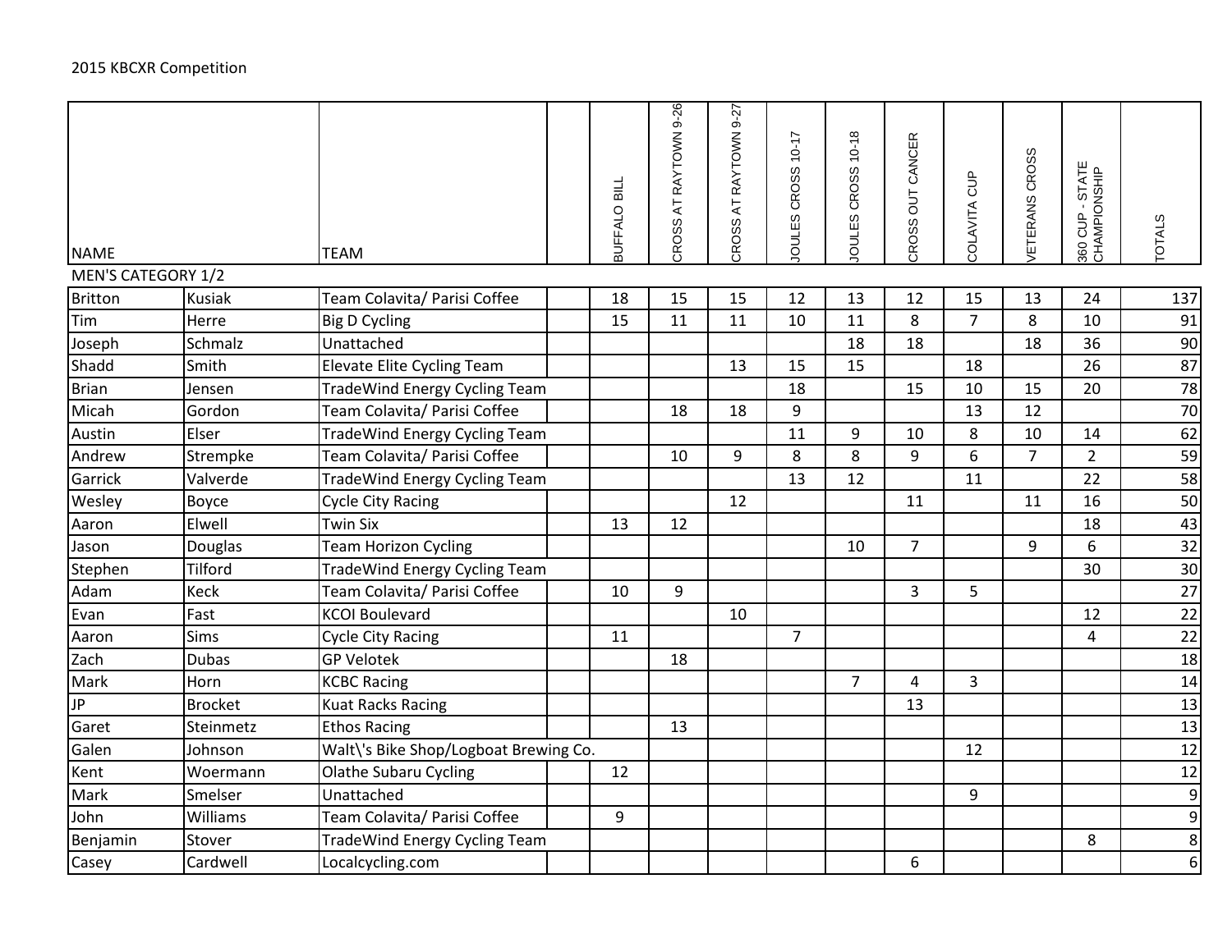2015 KBCXR Competition

| NAME | | TEAM | | BUFFALO BILL | CROSS AT RAYTOWN 9-26 | CROSS AT RAYTOWN 9-27 | JOULES CROSS 10-17 | JOULES CROSS 10-18 | CROSS OUT CANCER | COLAVITA CUP | VETERANS CROSS | 360 CUP - STATE CHAMPIONSHIP | TOTALS |
|---|---|---|---|---|---|---|---|---|---|---|---|---|---|
| MEN'S CATEGORY 1/2 | | | | | | | | | | | | | |
| Britton | Kusiak | Team Colavita/ Parisi Coffee | | 18 | 15 | 15 | 12 | 13 | 12 | 15 | 13 | 24 | 137 |
| Tim | Herre | Big D Cycling | | 15 | 11 | 11 | 10 | 11 | 8 | 7 | 8 | 10 | 91 |
| Joseph | Schmalz | Unattached | | | | | | 18 | 18 | | 18 | 36 | 90 |
| Shadd | Smith | Elevate Elite Cycling Team | | | | 13 | 15 | 15 | | 18 | | 26 | 87 |
| Brian | Jensen | TradeWind Energy Cycling Team | | | | | 18 | | 15 | 10 | 15 | 20 | 78 |
| Micah | Gordon | Team Colavita/ Parisi Coffee | | | 18 | 18 | 9 | | | 13 | 12 | | 70 |
| Austin | Elser | TradeWind Energy Cycling Team | | | | | 11 | 9 | 10 | 8 | 10 | 14 | 62 |
| Andrew | Strempke | Team Colavita/ Parisi Coffee | | | 10 | 9 | 8 | 8 | 9 | 6 | 7 | 2 | 59 |
| Garrick | Valverde | TradeWind Energy Cycling Team | | | | | 13 | 12 | | 11 | | 22 | 58 |
| Wesley | Boyce | Cycle City Racing | | | | 12 | | | 11 | | 11 | 16 | 50 |
| Aaron | Elwell | Twin Six | | 13 | 12 | | | | | | | 18 | 43 |
| Jason | Douglas | Team Horizon Cycling | | | | | | 10 | 7 | | 9 | 6 | 32 |
| Stephen | Tilford | TradeWind Energy Cycling Team | | | | | | | | | | 30 | 30 |
| Adam | Keck | Team Colavita/ Parisi Coffee | | 10 | 9 | | | | 3 | 5 | | | 27 |
| Evan | Fast | KCOI Boulevard | | | | 10 | | | | | | 12 | 22 |
| Aaron | Sims | Cycle City Racing | | 11 | | | 7 | | | | | 4 | 22 |
| Zach | Dubas | GP Velotek | | | 18 | | | | | | | | 18 |
| Mark | Horn | KCBC Racing | | | | | | 7 | 4 | 3 | | | 14 |
| JP | Brocket | Kuat Racks Racing | | | | | | | 13 | | | | 13 |
| Garet | Steinmetz | Ethos Racing | | | 13 | | | | | | | | 13 |
| Galen | Johnson | Walt\'s Bike Shop/Logboat Brewing Co. | | | | | | | | 12 | | | 12 |
| Kent | Woermann | Olathe Subaru Cycling | | 12 | | | | | | | | | 12 |
| Mark | Smelser | Unattached | | | | | | | | 9 | | | 9 |
| John | Williams | Team Colavita/ Parisi Coffee | | 9 | | | | | | | | | 9 |
| Benjamin | Stover | TradeWind Energy Cycling Team | | | | | | | | | | 8 | 8 |
| Casey | Cardwell | Localcycling.com | | | | | | | 6 | | | | 6 |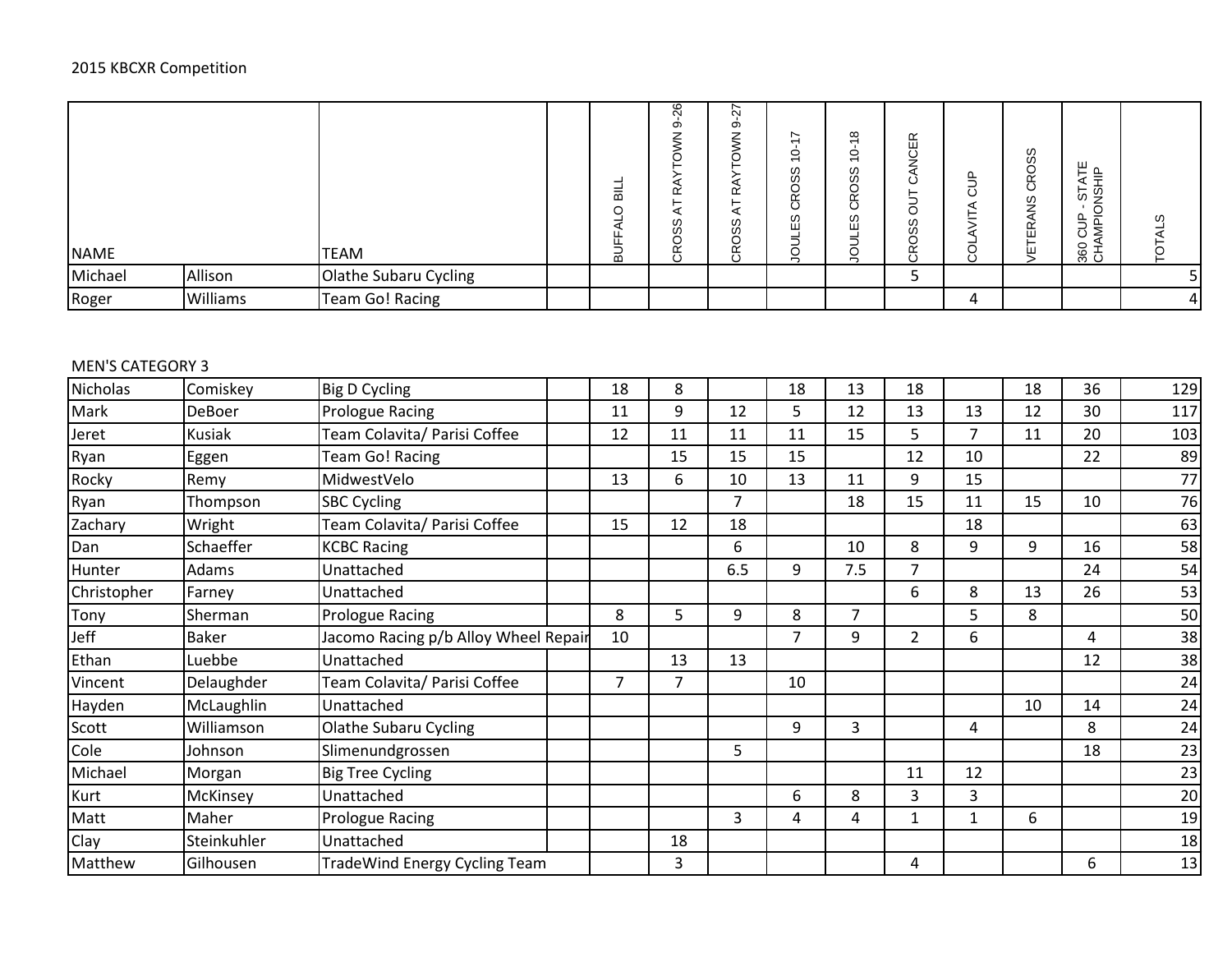2015 KBCXR Competition

| NAME | | TEAM | | BUFFALO BILL | CROSS AT RAYTOWN 9-26 | CROSS AT RAYTOWN 9-27 | JOULES CROSS 10-17 | JOULES CROSS 10-18 | CROSS OUT CANCER | COLAVITA CUP | VETERANS CROSS | 360 CUP - STATE CHAMPIONSHIP | TOTALS |
|---|---|---|---|---|---|---|---|---|---|---|---|---|---|
| Michael | Allison | Olathe Subaru Cycling | | | | | | | 5 | | | | 5 |
| Roger | Williams | Team Go! Racing | | | | | | | | 4 | | | 4 |

MEN'S CATEGORY 3

| NAME | | TEAM | | BUFFALO BILL | CROSS AT RAYTOWN 9-26 | CROSS AT RAYTOWN 9-27 | JOULES CROSS 10-17 | JOULES CROSS 10-18 | CROSS OUT CANCER | COLAVITA CUP | VETERANS CROSS | 360 CUP - STATE CHAMPIONSHIP | TOTALS |
|---|---|---|---|---|---|---|---|---|---|---|---|---|---|
| Nicholas | Comiskey | Big D Cycling | | 18 | 8 | | 18 | 13 | 18 | | 18 | 36 | 129 |
| Mark | DeBoer | Prologue Racing | | 11 | 9 | 12 | 5 | 12 | 13 | 13 | 12 | 30 | 117 |
| Jeret | Kusiak | Team Colavita/ Parisi Coffee | | 12 | 11 | 11 | 11 | 15 | 5 | 7 | 11 | 20 | 103 |
| Ryan | Eggen | Team Go! Racing | | | 15 | 15 | 15 | | 12 | 10 | | 22 | 89 |
| Rocky | Remy | MidwestVelo | | 13 | 6 | 10 | 13 | 11 | 9 | 15 | | | 77 |
| Ryan | Thompson | SBC Cycling | | | | 7 | | 18 | 15 | 11 | 15 | 10 | 76 |
| Zachary | Wright | Team Colavita/ Parisi Coffee | | 15 | 12 | 18 | | | | 18 | | | 63 |
| Dan | Schaeffer | KCBC Racing | | | | 6 | | 10 | 8 | 9 | 9 | 16 | 58 |
| Hunter | Adams | Unattached | | | | 6.5 | 9 | 7.5 | 7 | | | 24 | 54 |
| Christopher | Farney | Unattached | | | | | | | 6 | 8 | 13 | 26 | 53 |
| Tony | Sherman | Prologue Racing | | 8 | 5 | 9 | 8 | 7 | | 5 | 8 | | 50 |
| Jeff | Baker | Jacomo Racing p/b Alloy Wheel Repair | | 10 | | | 7 | 9 | 2 | 6 | | 4 | 38 |
| Ethan | Luebbe | Unattached | | | 13 | 13 | | | | | | 12 | 38 |
| Vincent | Delaughder | Team Colavita/ Parisi Coffee | | 7 | 7 | | 10 | | | | | | 24 |
| Hayden | McLaughlin | Unattached | | | | | | | | | 10 | 14 | 24 |
| Scott | Williamson | Olathe Subaru Cycling | | | | | 9 | 3 | | 4 | | 8 | 24 |
| Cole | Johnson | Slimenundgrossen | | | | 5 | | | | | | 18 | 23 |
| Michael | Morgan | Big Tree Cycling | | | | | | | 11 | 12 | | | 23 |
| Kurt | McKinsey | Unattached | | | | | 6 | 8 | 3 | 3 | | | 20 |
| Matt | Maher | Prologue Racing | | | | 3 | 4 | 4 | 1 | 1 | 6 | | 19 |
| Clay | Steinkuhler | Unattached | | | 18 | | | | | | | | 18 |
| Matthew | Gilhousen | TradeWind Energy Cycling Team | | | 3 | | | | 4 | | | 6 | 13 |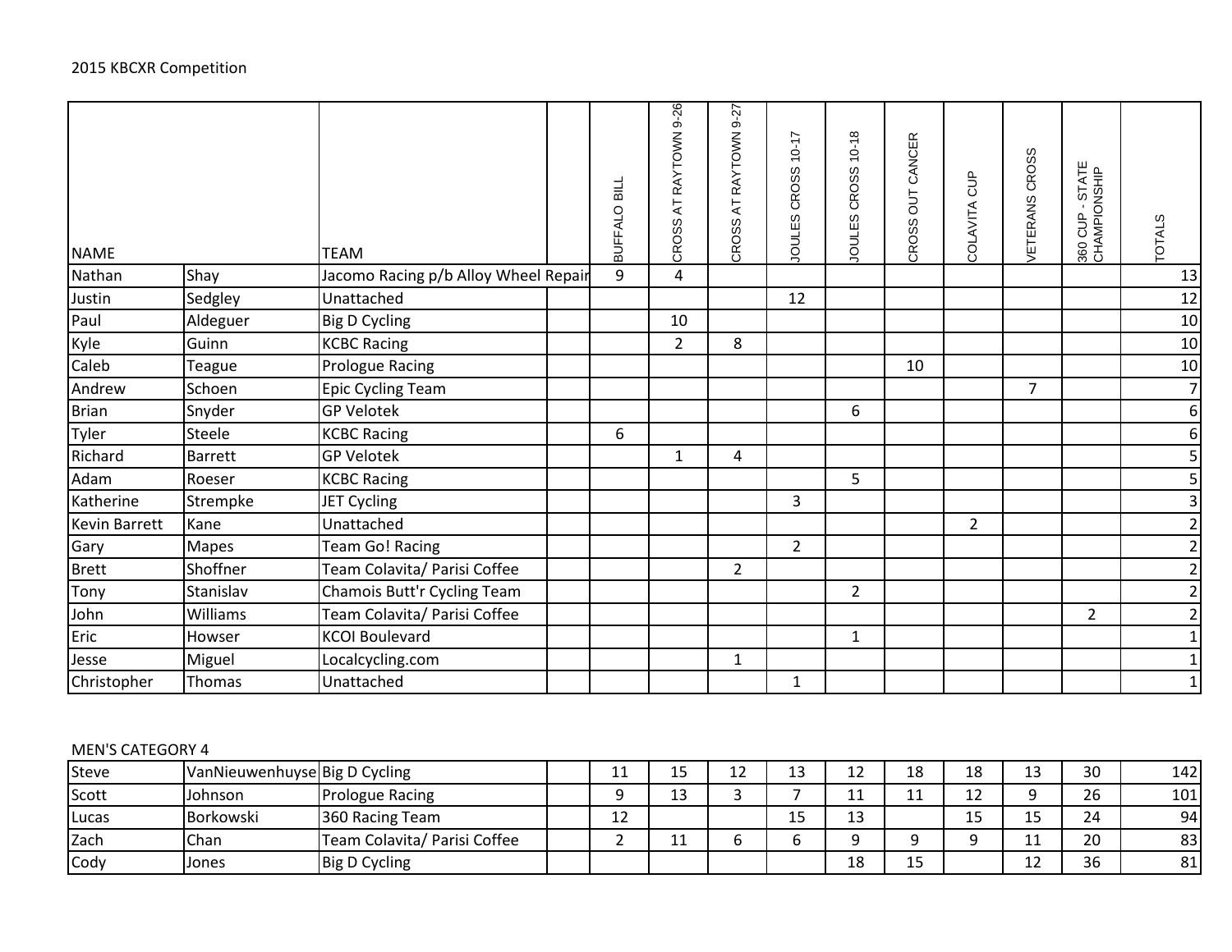2015 KBCXR Competition

| NAME | | TEAM | | BUFFALO BILL | CROSS AT RAYTOWN 9-26 | CROSS AT RAYTOWN 9-27 | JOULES CROSS 10-17 | JOULES CROSS 10-18 | CROSS OUT CANCER | COLAVITA CUP | VETERANS CROSS | 360 CUP - STATE CHAMPIONSHIP | TOTALS |
|---|---|---|---|---|---|---|---|---|---|---|---|---|---|
| Nathan | Shay | Jacomo Racing p/b Alloy Wheel Repair | | 9 | 4 | | | | | | | | 13 |
| Justin | Sedgley | Unattached | | | | | 12 | | | | | | 12 |
| Paul | Aldeguer | Big D Cycling | | | 10 | | | | | | | | 10 |
| Kyle | Guinn | KCBC Racing | | | 2 | 8 | | | | | | | 10 |
| Caleb | Teague | Prologue Racing | | | | | | | 10 | | | | 10 |
| Andrew | Schoen | Epic Cycling Team | | | | | | | | | 7 | | 7 |
| Brian | Snyder | GP Velotek | | | | | | 6 | | | | | 6 |
| Tyler | Steele | KCBC Racing | | 6 | | | | | | | | | 6 |
| Richard | Barrett | GP Velotek | | | 1 | 4 | | | | | | | 5 |
| Adam | Roeser | KCBC Racing | | | | | | 5 | | | | | 5 |
| Katherine | Strempke | JET Cycling | | | | | 3 | | | | | | 3 |
| Kevin Barrett | Kane | Unattached | | | | | | | | 2 | | | 2 |
| Gary | Mapes | Team Go! Racing | | | | | 2 | | | | | | 2 |
| Brett | Shoffner | Team Colavita/ Parisi Coffee | | | | 2 | | | | | | | 2 |
| Tony | Stanislav | Chamois Butt'r Cycling Team | | | | | | 2 | | | | | 2 |
| John | Williams | Team Colavita/ Parisi Coffee | | | | | | | | | | 2 | 2 |
| Eric | Howser | KCOI Boulevard | | | | | | 1 | | | | | 1 |
| Jesse | Miguel | Localcycling.com | | | | 1 | | | | | | | 1 |
| Christopher | Thomas | Unattached | | | | | 1 | | | | | | 1 |

MEN'S CATEGORY 4

| | | | | | | | | | | | | | |
|---|---|---|---|---|---|---|---|---|---|---|---|---|---|
| Steve | VanNieuwenhuyse | Big D Cycling | | 11 | 15 | 12 | 13 | 12 | 18 | 18 | 13 | 30 | 142 |
| Scott | Johnson | Prologue Racing | | 9 | 13 | 3 | 7 | 11 | 11 | 12 | 9 | 26 | 101 |
| Lucas | Borkowski | 360 Racing Team | | 12 | | | 15 | 13 | | 15 | 15 | 24 | 94 |
| Zach | Chan | Team Colavita/ Parisi Coffee | | 2 | 11 | 6 | 6 | 9 | 9 | 9 | 11 | 20 | 83 |
| Cody | Jones | Big D Cycling | | | | | | 18 | 15 | | 12 | 36 | 81 |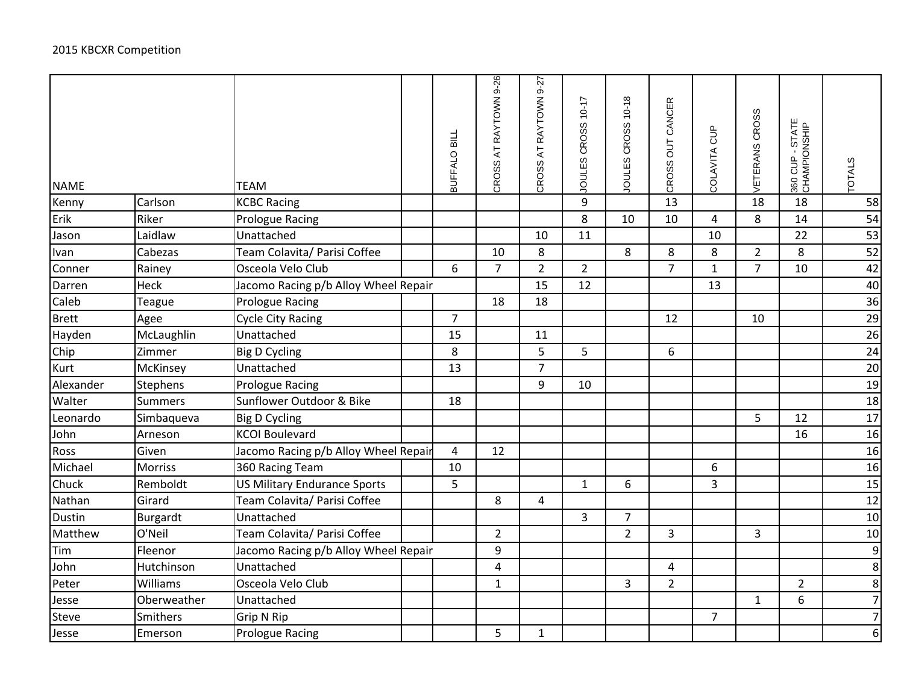2015 KBCXR Competition

| NAME | | TEAM | | BUFFALO BILL | CROSS AT RAYTOWN 9-26 | CROSS AT RAYTOWN 9-27 | JOULES CROSS 10-17 | JOULES CROSS 10-18 | CROSS OUT CANCER | COLAVITA CUP | VETERANS CROSS | 360 CUP - STATE CHAMPIONSHIP | TOTALS |
|---|---|---|---|---|---|---|---|---|---|---|---|---|---|
| Kenny | Carlson | KCBC Racing | | | | | 9 | | 13 | | 18 | 18 | 58 |
| Erik | Riker | Prologue Racing | | | | | 8 | 10 | 10 | 4 | 8 | 14 | 54 |
| Jason | Laidlaw | Unattached | | | | 10 | 11 | | | 10 | | 22 | 53 |
| Ivan | Cabezas | Team Colavita/ Parisi Coffee | | | 10 | 8 | | 8 | 8 | 8 | 2 | 8 | 52 |
| Conner | Rainey | Osceola Velo Club | | 6 | 7 | 2 | 2 | | 7 | 1 | 7 | 10 | 42 |
| Darren | Heck | Jacomo Racing p/b Alloy Wheel Repair | | | | 15 | 12 | | | 13 | | | 40 |
| Caleb | Teague | Prologue Racing | | | 18 | 18 | | | | | | | 36 |
| Brett | Agee | Cycle City Racing | | 7 | | | | | 12 | | 10 | | 29 |
| Hayden | McLaughlin | Unattached | | 15 | | 11 | | | | | | | 26 |
| Chip | Zimmer | Big D Cycling | | 8 | | 5 | 5 | | 6 | | | | 24 |
| Kurt | McKinsey | Unattached | | 13 | | 7 | | | | | | | 20 |
| Alexander | Stephens | Prologue Racing | | | | 9 | 10 | | | | | | 19 |
| Walter | Summers | Sunflower Outdoor & Bike | | 18 | | | | | | | | | 18 |
| Leonardo | Simbaqueva | Big D Cycling | | | | | | | | | 5 | 12 | 17 |
| John | Arneson | KCOI Boulevard | | | | | | | | | | 16 | 16 |
| Ross | Given | Jacomo Racing p/b Alloy Wheel Repair | | 4 | 12 | | | | | | | | 16 |
| Michael | Morriss | 360 Racing Team | | 10 | | | | | | 6 | | | 16 |
| Chuck | Remboldt | US Military Endurance Sports | | 5 | | | 1 | 6 | | 3 | | | 15 |
| Nathan | Girard | Team Colavita/ Parisi Coffee | | | 8 | 4 | | | | | | | 12 |
| Dustin | Burgardt | Unattached | | | | | 3 | 7 | | | | | 10 |
| Matthew | O'Neil | Team Colavita/ Parisi Coffee | | | 2 | | | 2 | 3 | | 3 | | 10 |
| Tim | Fleenor | Jacomo Racing p/b Alloy Wheel Repair | | | 9 | | | | | | | | 9 |
| John | Hutchinson | Unattached | | | 4 | | | | 4 | | | | 8 |
| Peter | Williams | Osceola Velo Club | | | 1 | | | 3 | 2 | | | 2 | 8 |
| Jesse | Oberweather | Unattached | | | | | | | | | 1 | 6 | 7 |
| Steve | Smithers | Grip N Rip | | | | | | | | 7 | | | 7 |
| Jesse | Emerson | Prologue Racing | | | 5 | 1 | | | | | | | 6 |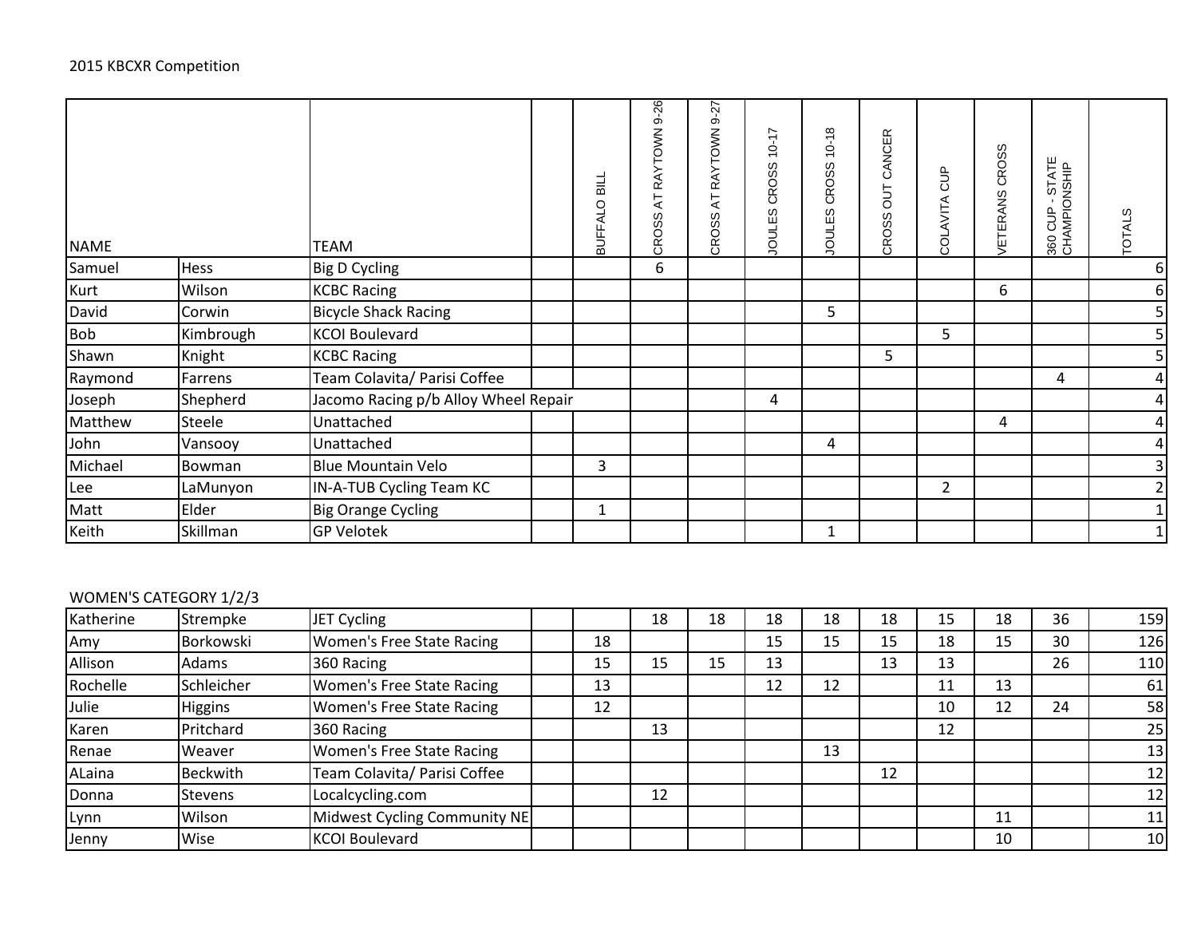2015 KBCXR Competition

| NAME | | TEAM | | BUFFALO BILL | CROSS AT RAYTOWN 9-26 | CROSS AT RAYTOWN 9-27 | JOULES CROSS 10-17 | JOULES CROSS 10-18 | CROSS OUT CANCER | COLAVITA CUP | VETERANS CROSS | 360 CUP - STATE CHAMPIONSHIP | TOTALS |
|---|---|---|---|---|---|---|---|---|---|---|---|---|---|
| Samuel | Hess | Big D Cycling | | | 6 | | | | | | | | 6 |
| Kurt | Wilson | KCBC Racing | | | | | | | | | 6 | | 6 |
| David | Corwin | Bicycle Shack Racing | | | | | | 5 | | | | | 5 |
| Bob | Kimbrough | KCOI Boulevard | | | | | | | | 5 | | | 5 |
| Shawn | Knight | KCBC Racing | | | | | | | 5 | | | | 5 |
| Raymond | Farrens | Team Colavita/ Parisi Coffee | | | | | | | | | | 4 | 4 |
| Joseph | Shepherd | Jacomo Racing p/b Alloy Wheel Repair | | | | | 4 | | | | | | 4 |
| Matthew | Steele | Unattached | | | | | | | | | 4 | | 4 |
| John | Vansooy | Unattached | | | | | | 4 | | | | | 4 |
| Michael | Bowman | Blue Mountain Velo | | 3 | | | | | | | | | 3 |
| Lee | LaMunyon | IN-A-TUB Cycling Team KC | | | | | | | | 2 | | | 2 |
| Matt | Elder | Big Orange Cycling | | 1 | | | | | | | | | 1 |
| Keith | Skillman | GP Velotek | | | | | | 1 | | | | | 1 |

WOMEN'S CATEGORY 1/2/3

| NAME | | TEAM | | BUFFALO BILL | CROSS AT RAYTOWN 9-26 | CROSS AT RAYTOWN 9-27 | JOULES CROSS 10-17 | JOULES CROSS 10-18 | CROSS OUT CANCER | COLAVITA CUP | VETERANS CROSS | 360 CUP - STATE CHAMPIONSHIP | TOTALS |
|---|---|---|---|---|---|---|---|---|---|---|---|---|---|
| Katherine | Strempke | JET Cycling | | | 18 | 18 | 18 | 18 | 18 | 15 | 18 | 36 | 159 |
| Amy | Borkowski | Women's Free State Racing | | 18 | | | 15 | 15 | 15 | 18 | 15 | 30 | 126 |
| Allison | Adams | 360 Racing | | 15 | 15 | 15 | 13 | | 13 | 13 | | 26 | 110 |
| Rochelle | Schleicher | Women's Free State Racing | | 13 | | | 12 | 12 | | 11 | 13 | | 61 |
| Julie | Higgins | Women's Free State Racing | | 12 | | | | | | 10 | 12 | 24 | 58 |
| Karen | Pritchard | 360 Racing | | | 13 | | | | | 12 | | | 25 |
| Renae | Weaver | Women's Free State Racing | | | | | | 13 | | | | | 13 |
| ALaina | Beckwith | Team Colavita/ Parisi Coffee | | | | | | | 12 | | | | 12 |
| Donna | Stevens | Localcycling.com | | | 12 | | | | | | | | 12 |
| Lynn | Wilson | Midwest Cycling Community NE | | | | | | | | | 11 | | 11 |
| Jenny | Wise | KCOI Boulevard | | | | | | | | | 10 | | 10 |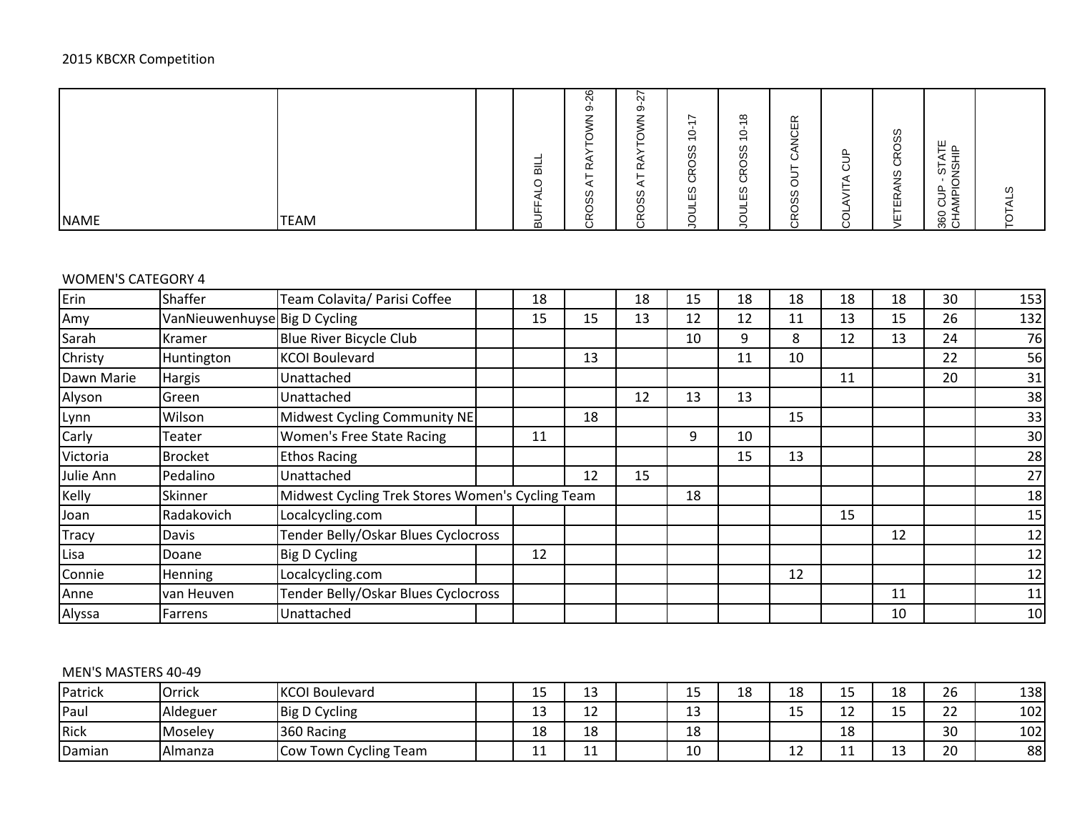2015 KBCXR Competition

| NAME | | TEAM | | BUFFALO BILL | CROSS AT RAYTOWN 9-26 | CROSS AT RAYTOWN 9-27 | JOULES CROSS 10-17 | JOULES CROSS 10-18 | CROSS OUT CANCER | COLAVITA CUP | VETERANS CROSS | 360 CUP - STATE CHAMPIONSHIP | TOTALS |
|---|---|---|---|---|---|---|---|---|---|---|---|---|---|

WOMEN'S CATEGORY 4

| | | | | | | | | | | | | | |
|---|---|---|---|---|---|---|---|---|---|---|---|---|---|
| Erin | Shaffer | Team Colavita/ Parisi Coffee | | 18 | | 18 | 15 | 18 | 18 | 18 | 18 | 30 | 153 |
| Amy | VanNieuwenhuyse | Big D Cycling | | 15 | 15 | 13 | 12 | 12 | 11 | 13 | 15 | 26 | 132 |
| Sarah | Kramer | Blue River Bicycle Club | | | | | 10 | 9 | 8 | 12 | 13 | 24 | 76 |
| Christy | Huntington | KCOI Boulevard | | | 13 | | | 11 | 10 | | | 22 | 56 |
| Dawn Marie | Hargis | Unattached | | | | | | | | 11 | | 20 | 31 |
| Alyson | Green | Unattached | | | | 12 | 13 | 13 | | | | | 38 |
| Lynn | Wilson | Midwest Cycling Community NE | | | 18 | | | | 15 | | | | 33 |
| Carly | Teater | Women's Free State Racing | | 11 | | | 9 | 10 | | | | | 30 |
| Victoria | Brocket | Ethos Racing | | | | | | 15 | 13 | | | | 28 |
| Julie Ann | Pedalino | Unattached | | | 12 | 15 | | | | | | | 27 |
| Kelly | Skinner | Midwest Cycling Trek Stores Women's Cycling Team | | | | | 18 | | | | | | 18 |
| Joan | Radakovich | Localcycling.com | | | | | | | | 15 | | | 15 |
| Tracy | Davis | Tender Belly/Oskar Blues Cyclocross | | | | | | | | | 12 | | 12 |
| Lisa | Doane | Big D Cycling | | 12 | | | | | | | | | 12 |
| Connie | Henning | Localcycling.com | | | | | | | 12 | | | | 12 |
| Anne | van Heuven | Tender Belly/Oskar Blues Cyclocross | | | | | | | | | 11 | | 11 |
| Alyssa | Farrens | Unattached | | | | | | | | | 10 | | 10 |

MEN'S MASTERS 40-49

| | | | | | | | | | | | | | |
|---|---|---|---|---|---|---|---|---|---|---|---|---|---|
| Patrick | Orrick | KCOI Boulevard | | 15 | 13 | | 15 | 18 | 18 | 15 | 18 | 26 | 138 |
| Paul | Aldeguer | Big D Cycling | | 13 | 12 | | 13 | | 15 | 12 | 15 | 22 | 102 |
| Rick | Moseley | 360 Racing | | 18 | 18 | | 18 | | | 18 | | 30 | 102 |
| Damian | Almanza | Cow Town Cycling Team | | 11 | 11 | | 10 | | 12 | 11 | 13 | 20 | 88 |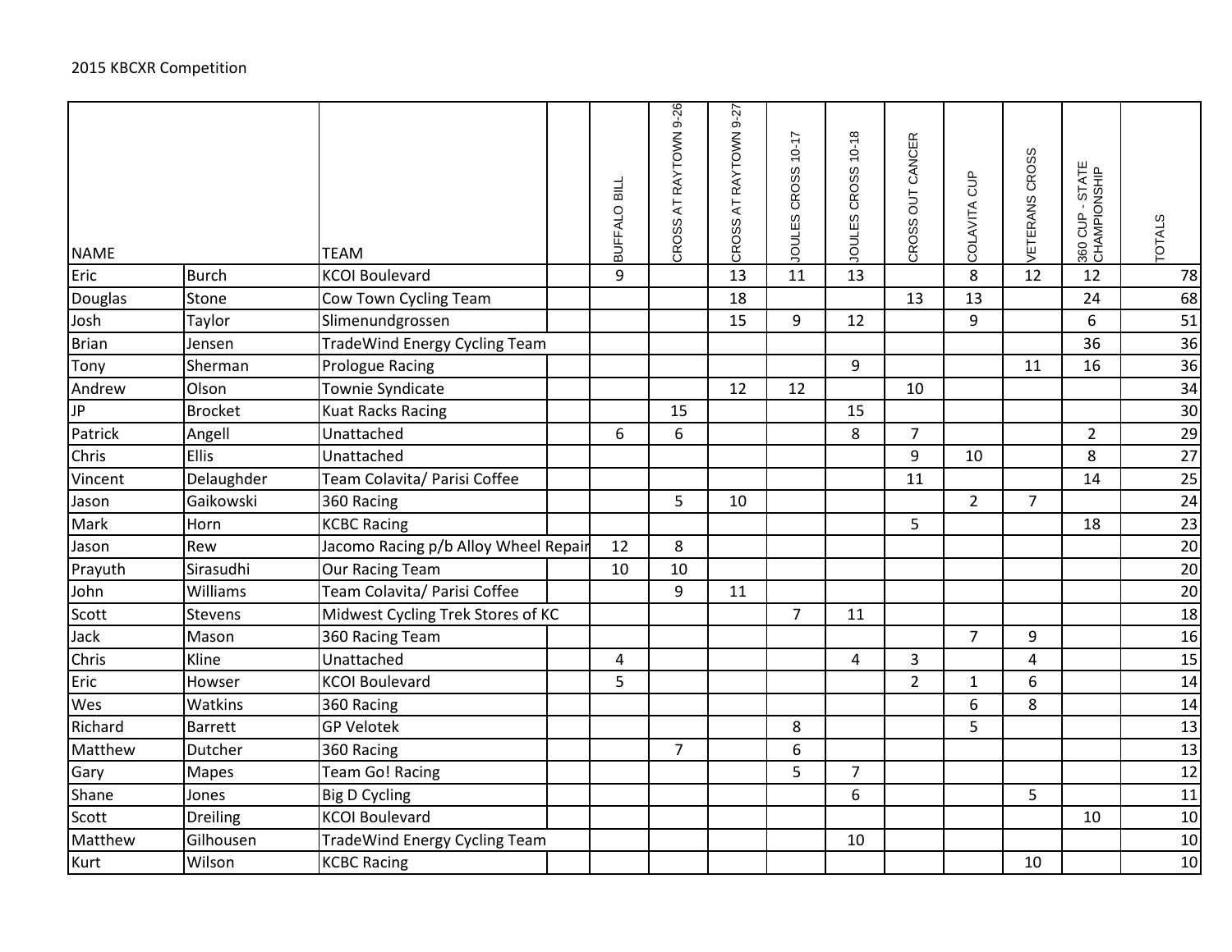2015 KBCXR Competition

| NAME | | TEAM | | BUFFALO BILL | CROSS AT RAYTOWN 9-26 | CROSS AT RAYTOWN 9-27 | JOULES CROSS 10-17 | JOULES CROSS 10-18 | CROSS OUT CANCER | COLAVITA CUP | VETERANS CROSS | 360 CUP - STATE CHAMPIONSHIP | TOTALS |
|---|---|---|---|---|---|---|---|---|---|---|---|---|---|
| Eric | Burch | KCOI Boulevard | | 9 | | 13 | 11 | 13 | | 8 | 12 | 12 | 78 |
| Douglas | Stone | Cow Town Cycling Team | | | | 18 | | | 13 | 13 | | 24 | 68 |
| Josh | Taylor | Slimenundgrossen | | | | 15 | 9 | 12 | | 9 | | 6 | 51 |
| Brian | Jensen | TradeWind Energy Cycling Team | | | | | | | | | | 36 | 36 |
| Tony | Sherman | Prologue Racing | | | | | | 9 | | | 11 | 16 | 36 |
| Andrew | Olson | Townie Syndicate | | | | 12 | 12 | | 10 | | | | 34 |
| JP | Brocket | Kuat Racks Racing | | | 15 | | | 15 | | | | | 30 |
| Patrick | Angell | Unattached | | 6 | 6 | | | 8 | 7 | | | 2 | 29 |
| Chris | Ellis | Unattached | | | | | | | 9 | 10 | | 8 | 27 |
| Vincent | Delaughder | Team Colavita/ Parisi Coffee | | | | | | | 11 | | | 14 | 25 |
| Jason | Gaikowski | 360 Racing | | | 5 | 10 | | | | 2 | 7 | | 24 |
| Mark | Horn | KCBC Racing | | | | | | | 5 | | | 18 | 23 |
| Jason | Rew | Jacomo Racing p/b Alloy Wheel Repair | | 12 | 8 | | | | | | | | 20 |
| Prayuth | Sirasudhi | Our Racing Team | | 10 | 10 | | | | | | | | 20 |
| John | Williams | Team Colavita/ Parisi Coffee | | | 9 | 11 | | | | | | | 20 |
| Scott | Stevens | Midwest Cycling Trek Stores of KC | | | | | 7 | 11 | | | | | 18 |
| Jack | Mason | 360 Racing Team | | | | | | | | 7 | 9 | | 16 |
| Chris | Kline | Unattached | | 4 | | | | 4 | 3 | | 4 | | 15 |
| Eric | Howser | KCOI Boulevard | | 5 | | | | | 2 | 1 | 6 | | 14 |
| Wes | Watkins | 360 Racing | | | | | | | | 6 | 8 | | 14 |
| Richard | Barrett | GP Velotek | | | | | 8 | | | 5 | | | 13 |
| Matthew | Dutcher | 360 Racing | | | 7 | | 6 | | | | | | 13 |
| Gary | Mapes | Team Go! Racing | | | | | 5 | 7 | | | | | 12 |
| Shane | Jones | Big D Cycling | | | | | | 6 | | | 5 | | 11 |
| Scott | Dreiling | KCOI Boulevard | | | | | | | | | | 10 | 10 |
| Matthew | Gilhousen | TradeWind Energy Cycling Team | | | | | | 10 | | | | | 10 |
| Kurt | Wilson | KCBC Racing | | | | | | | | | 10 | | 10 |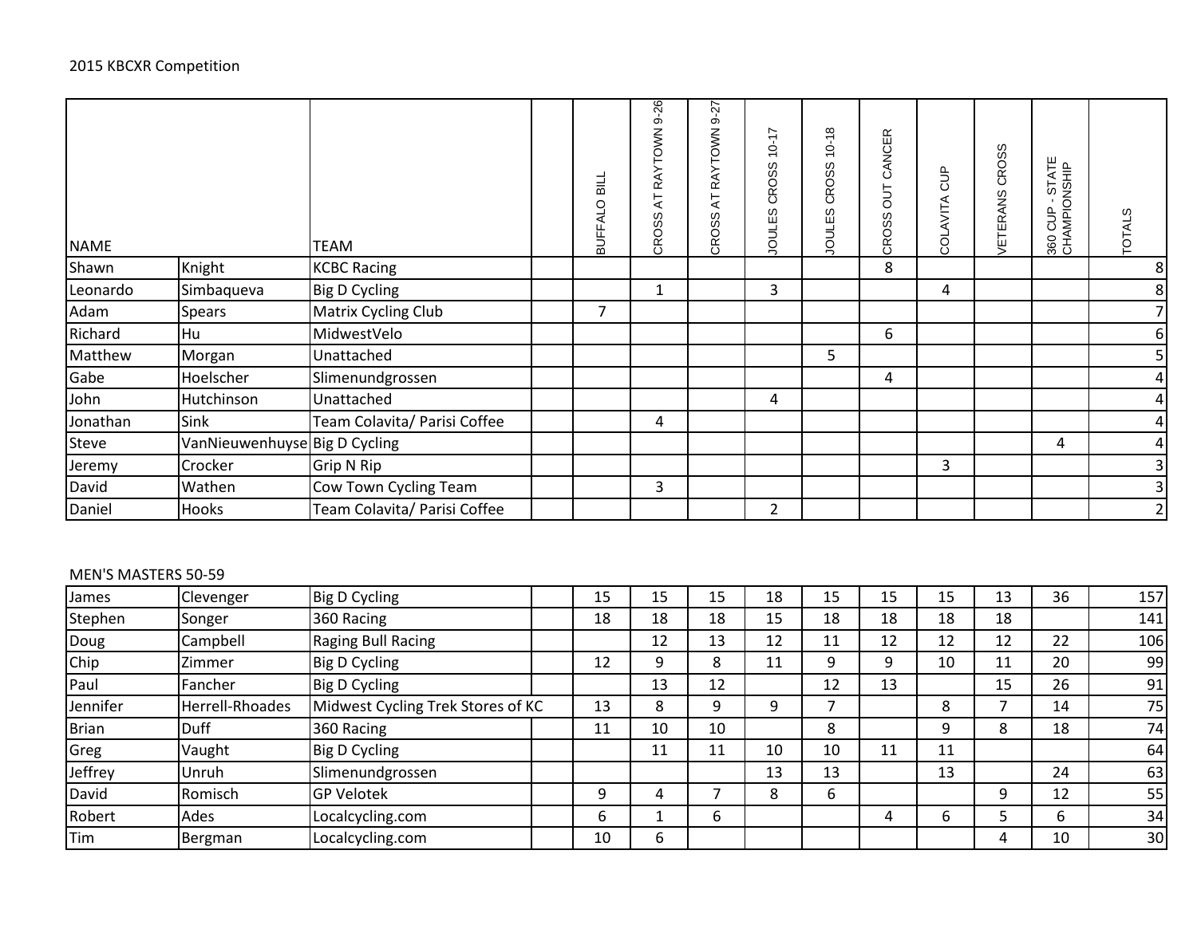2015 KBCXR Competition

| NAME | | TEAM | | BUFFALO BILL | CROSS AT RAYTOWN 9-26 | CROSS AT RAYTOWN 9-27 | JOULES CROSS 10-17 | JOULES CROSS 10-18 | CROSS OUT CANCER | COLAVITA CUP | VETERANS CROSS | 360 CUP - STATE CHAMPIONSHIP | TOTALS |
|---|---|---|---|---|---|---|---|---|---|---|---|---|---|
| Shawn | Knight | KCBC Racing | | | | | | | 8 | | | | 8 |
| Leonardo | Simbaqueva | Big D Cycling | | | 1 | | 3 | | | 4 | | | 8 |
| Adam | Spears | Matrix Cycling Club | | 7 | | | | | | | | | 7 |
| Richard | Hu | MidwestVelo | | | | | | | 6 | | | | 6 |
| Matthew | Morgan | Unattached | | | | | | 5 | | | | | 5 |
| Gabe | Hoelscher | Slimenundgrossen | | | | | | | 4 | | | | 4 |
| John | Hutchinson | Unattached | | | | | 4 | | | | | | 4 |
| Jonathan | Sink | Team Colavita/ Parisi Coffee | | | 4 | | | | | | | | 4 |
| Steve | VanNieuwenhuyse | Big D Cycling | | | | | | | | | | 4 | 4 |
| Jeremy | Crocker | Grip N Rip | | | | | | | | 3 | | | 3 |
| David | Wathen | Cow Town Cycling Team | | | 3 | | | | | | | | 3 |
| Daniel | Hooks | Team Colavita/ Parisi Coffee | | | | | 2 | | | | | | 2 |

MEN'S MASTERS 50-59

| NAME | | TEAM | | BUFFALO BILL | CROSS AT RAYTOWN 9-26 | CROSS AT RAYTOWN 9-27 | JOULES CROSS 10-17 | JOULES CROSS 10-18 | CROSS OUT CANCER | COLAVITA CUP | VETERANS CROSS | 360 CUP - STATE CHAMPIONSHIP | TOTALS |
|---|---|---|---|---|---|---|---|---|---|---|---|---|---|
| James | Clevenger | Big D Cycling | | 15 | 15 | 15 | 18 | 15 | 15 | 15 | 13 | 36 | 157 |
| Stephen | Songer | 360 Racing | | 18 | 18 | 18 | 15 | 18 | 18 | 18 | 18 | | 141 |
| Doug | Campbell | Raging Bull Racing | | | 12 | 13 | 12 | 11 | 12 | 12 | 12 | 22 | 106 |
| Chip | Zimmer | Big D Cycling | | 12 | 9 | 8 | 11 | 9 | 9 | 10 | 11 | 20 | 99 |
| Paul | Fancher | Big D Cycling | | | 13 | 12 | | 12 | 13 | | 15 | 26 | 91 |
| Jennifer | Herrell-Rhoades | Midwest Cycling Trek Stores of KC | | 13 | 8 | 9 | 9 | 7 | | 8 | 7 | 14 | 75 |
| Brian | Duff | 360 Racing | | 11 | 10 | 10 | | 8 | | 9 | 8 | 18 | 74 |
| Greg | Vaught | Big D Cycling | | | 11 | 11 | 10 | 10 | 11 | 11 | | | 64 |
| Jeffrey | Unruh | Slimenundgrossen | | | | | 13 | 13 | | 13 | | 24 | 63 |
| David | Romisch | GP Velotek | | 9 | 4 | 7 | 8 | 6 | | | 9 | 12 | 55 |
| Robert | Ades | Localcycling.com | | 6 | 1 | 6 | | | 4 | 6 | 5 | 6 | 34 |
| Tim | Bergman | Localcycling.com | | 10 | 6 | | | | | | 4 | 10 | 30 |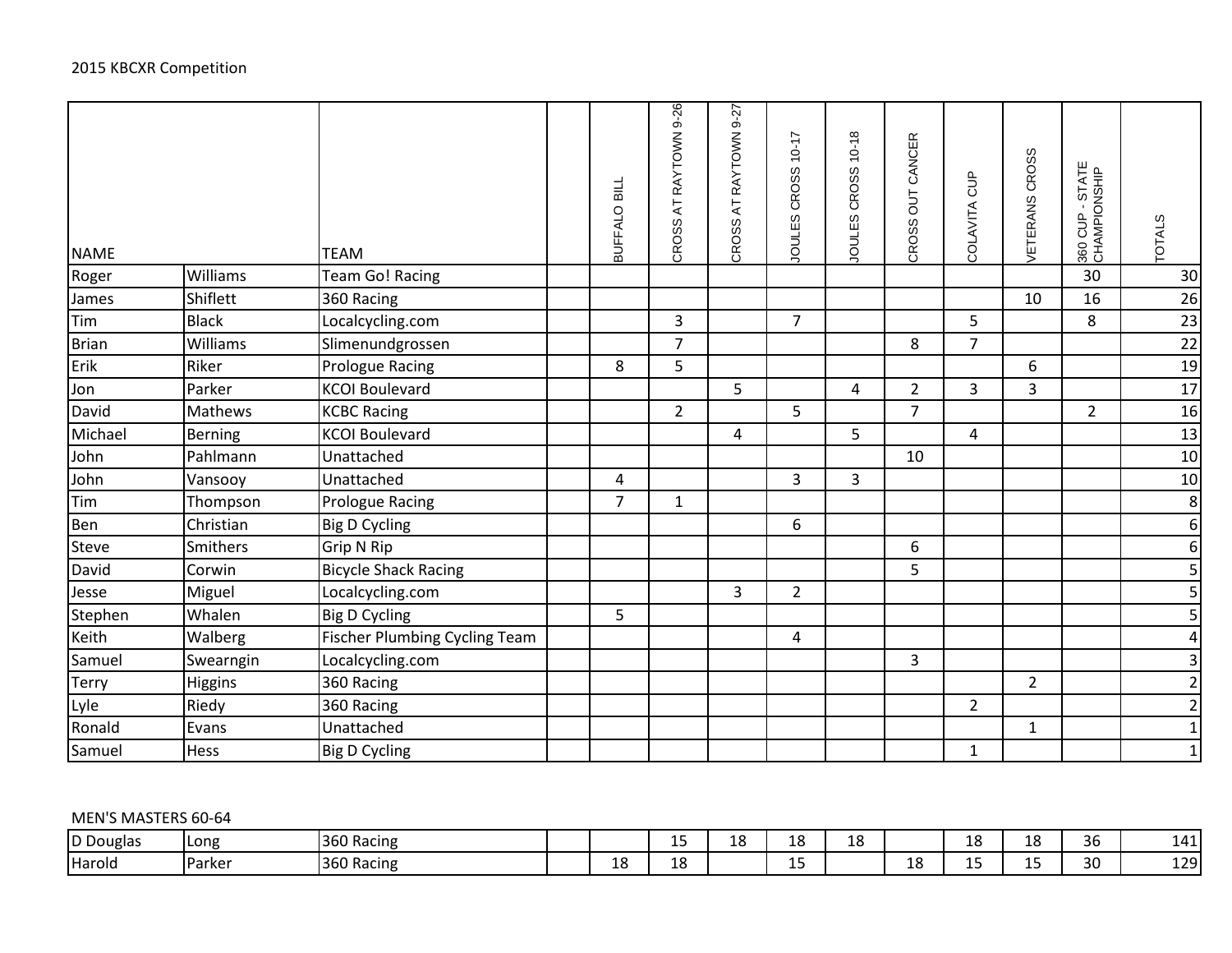2015 KBCXR Competition

| NAME | | TEAM | | BUFFALO BILL | CROSS AT RAYTOWN 9-26 | CROSS AT RAYTOWN 9-27 | JOULES CROSS 10-17 | JOULES CROSS 10-18 | CROSS OUT CANCER | COLAVITA CUP | VETERANS CROSS | 360 CUP - STATE CHAMPIONSHIP | TOTALS |
|---|---|---|---|---|---|---|---|---|---|---|---|---|---|
| Roger | Williams | Team Go! Racing | | | | | | | | | | 30 | 30 |
| James | Shiflett | 360 Racing | | | | | | | | | 10 | 16 | 26 |
| Tim | Black | Localcycling.com | | | 3 | | 7 | | | 5 | | 8 | 23 |
| Brian | Williams | Slimenundgrossen | | | 7 | | | | 8 | 7 | | | 22 |
| Erik | Riker | Prologue Racing | | 8 | 5 | | | | | | 6 | | 19 |
| Jon | Parker | KCOI Boulevard | | | | 5 | | 4 | 2 | 3 | 3 | | 17 |
| David | Mathews | KCBC Racing | | | 2 | | 5 | | 7 | | | 2 | 16 |
| Michael | Berning | KCOI Boulevard | | | | 4 | | 5 | | 4 | | | 13 |
| John | Pahlmann | Unattached | | | | | | | 10 | | | | 10 |
| John | Vansooy | Unattached | | 4 | | | 3 | 3 | | | | | 10 |
| Tim | Thompson | Prologue Racing | | 7 | 1 | | | | | | | | 8 |
| Ben | Christian | Big D Cycling | | | | | 6 | | | | | | 6 |
| Steve | Smithers | Grip N Rip | | | | | | | 6 | | | | 6 |
| David | Corwin | Bicycle Shack Racing | | | | | | | 5 | | | | 5 |
| Jesse | Miguel | Localcycling.com | | | | 3 | 2 | | | | | | 5 |
| Stephen | Whalen | Big D Cycling | | 5 | | | | | | | | | 5 |
| Keith | Walberg | Fischer Plumbing Cycling Team | | | | | 4 | | | | | | 4 |
| Samuel | Swearngin | Localcycling.com | | | | | | | 3 | | | | 3 |
| Terry | Higgins | 360 Racing | | | | | | | | | 2 | | 2 |
| Lyle | Riedy | 360 Racing | | | | | | | | 2 | | | 2 |
| Ronald | Evans | Unattached | | | | | | | | | 1 | | 1 |
| Samuel | Hess | Big D Cycling | | | | | | | | 1 | | | 1 |

MEN'S MASTERS 60-64

| NAME | | TEAM | | BUFFALO BILL | CROSS AT RAYTOWN 9-26 | CROSS AT RAYTOWN 9-27 | JOULES CROSS 10-17 | JOULES CROSS 10-18 | CROSS OUT CANCER | COLAVITA CUP | VETERANS CROSS | 360 CUP - STATE CHAMPIONSHIP | TOTALS |
|---|---|---|---|---|---|---|---|---|---|---|---|---|---|
| D Douglas | Long | 360 Racing | | | 15 | 18 | 18 | 18 | | 18 | 18 | 36 | 141 |
| Harold | Parker | 360 Racing | | 18 | 18 | | 15 | | 18 | 15 | 15 | 30 | 129 |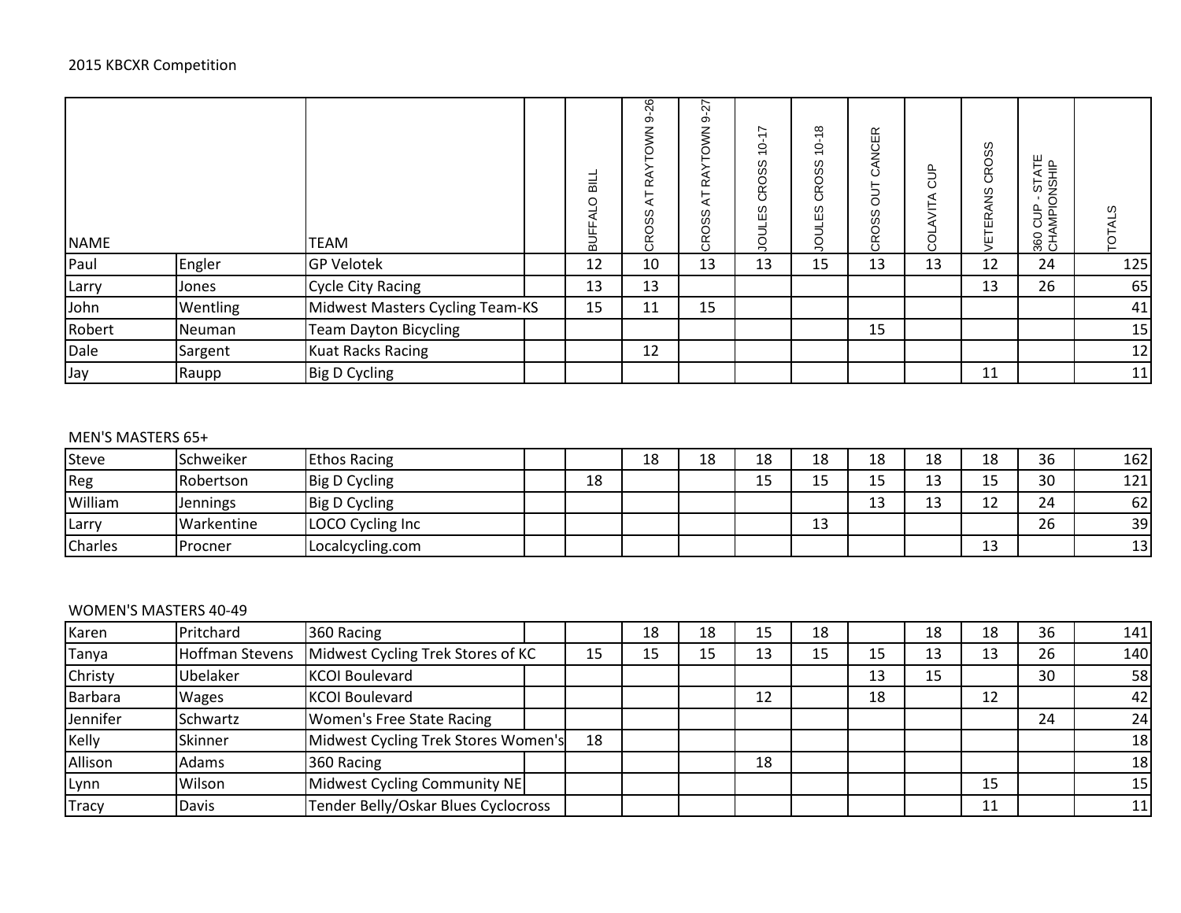2015 KBCXR Competition

| NAME | | TEAM | | BUFFALO BILL | CROSS AT RAYTOWN 9-26 | CROSS AT RAYTOWN 9-27 | JOULES CROSS 10-17 | JOULES CROSS 10-18 | CROSS OUT CANCER | COLAVITA CUP | VETERANS CROSS | 360 CUP - STATE CHAMPIONSHIP | TOTALS |
|---|---|---|---|---|---|---|---|---|---|---|---|---|---|
| Paul | Engler | GP Velotek | | 12 | 10 | 13 | 13 | 15 | 13 | 13 | 12 | 24 | 125 |
| Larry | Jones | Cycle City Racing | | 13 | 13 | | | | | | 13 | 26 | 65 |
| John | Wentling | Midwest Masters Cycling Team-KS | | 15 | 11 | 15 | | | | | | | 41 |
| Robert | Neuman | Team Dayton Bicycling | | | | | | | 15 | | | | 15 |
| Dale | Sargent | Kuat Racks Racing | | | 12 | | | | | | | | 12 |
| Jay | Raupp | Big D Cycling | | | | | | | | | 11 | | 11 |

MEN'S MASTERS 65+

| NAME | | TEAM | | BUFFALO BILL | CROSS AT RAYTOWN 9-26 | CROSS AT RAYTOWN 9-27 | JOULES CROSS 10-17 | JOULES CROSS 10-18 | CROSS OUT CANCER | COLAVITA CUP | VETERANS CROSS | 360 CUP - STATE CHAMPIONSHIP | TOTALS |
|---|---|---|---|---|---|---|---|---|---|---|---|---|---|
| Steve | Schweiker | Ethos Racing | | | 18 | 18 | 18 | 18 | 18 | 18 | 18 | 36 | 162 |
| Reg | Robertson | Big D Cycling | | 18 | | | 15 | 15 | 15 | 13 | 15 | 30 | 121 |
| William | Jennings | Big D Cycling | | | | | | | 13 | 13 | 12 | 24 | 62 |
| Larry | Warkentine | LOCO Cycling Inc | | | | | | 13 | | | | 26 | 39 |
| Charles | Procner | Localcycling.com | | | | | | | | | 13 | | 13 |

WOMEN'S MASTERS 40-49

| NAME | | TEAM | | BUFFALO BILL | CROSS AT RAYTOWN 9-26 | CROSS AT RAYTOWN 9-27 | JOULES CROSS 10-17 | JOULES CROSS 10-18 | CROSS OUT CANCER | COLAVITA CUP | VETERANS CROSS | 360 CUP - STATE CHAMPIONSHIP | TOTALS |
|---|---|---|---|---|---|---|---|---|---|---|---|---|---|
| Karen | Pritchard | 360 Racing | | | 18 | 18 | 15 | 18 | | 18 | 18 | 36 | 141 |
| Tanya | Hoffman Stevens | Midwest Cycling Trek Stores of KC | | 15 | 15 | 15 | 13 | 15 | 15 | 13 | 13 | 26 | 140 |
| Christy | Ubelaker | KCOI Boulevard | | | | | | | 13 | 15 | | 30 | 58 |
| Barbara | Wages | KCOI Boulevard | | | | | 12 | | 18 | | 12 | | 42 |
| Jennifer | Schwartz | Women's Free State Racing | | | | | | | | | | 24 | 24 |
| Kelly | Skinner | Midwest Cycling Trek Stores Women's | | 18 | | | | | | | | | 18 |
| Allison | Adams | 360 Racing | | | | | 18 | | | | | | 18 |
| Lynn | Wilson | Midwest Cycling Community NE | | | | | | | | | 15 | | 15 |
| Tracy | Davis | Tender Belly/Oskar Blues Cyclocross | | | | | | | | | 11 | | 11 |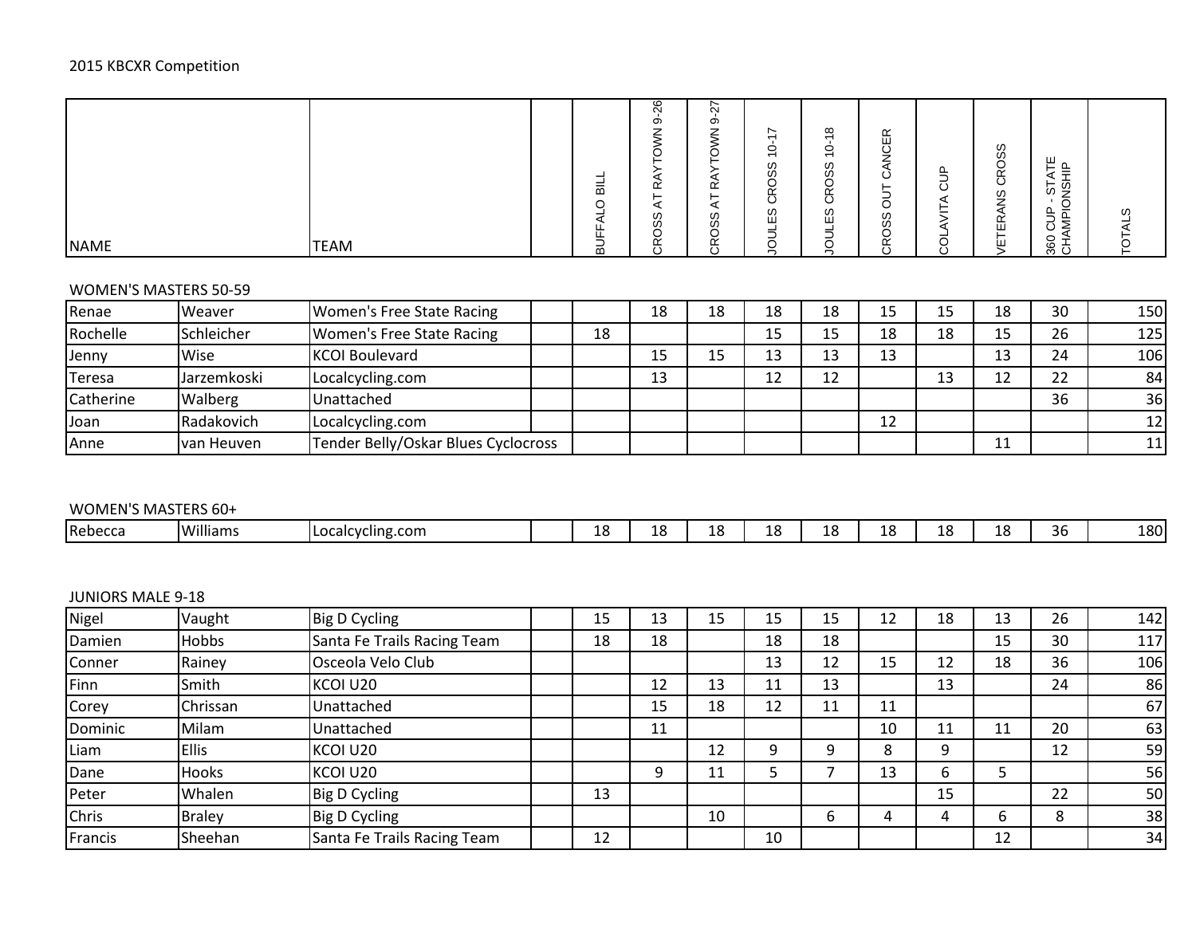2015 KBCXR Competition

| NAME | | TEAM | | BUFFALO BILL | CROSS AT RAYTOWN 9-26 | CROSS AT RAYTOWN 9-27 | JOULES CROSS 10-17 | JOULES CROSS 10-18 | CROSS OUT CANCER | COLAVITA CUP | VETERANS CROSS | 360 CUP - STATE CHAMPIONSHIP | TOTALS |
|---|---|---|---|---|---|---|---|---|---|---|---|---|---|
| **WOMEN'S MASTERS 50-59** | | | | | | | | | | | | | |
| Renae | Weaver | Women's Free State Racing | | | 18 | 18 | 18 | 18 | 15 | 15 | 18 | 30 | 150 |
| Rochelle | Schleicher | Women's Free State Racing | | 18 | | | 15 | 15 | 18 | 18 | 15 | 26 | 125 |
| Jenny | Wise | KCOI Boulevard | | | 15 | 15 | 13 | 13 | 13 | | 13 | 24 | 106 |
| Teresa | Jarzemkoski | Localcycling.com | | | 13 | | 12 | 12 | | 13 | 12 | 22 | 84 |
| Catherine | Walberg | Unattached | | | | | | | | | | 36 | 36 |
| Joan | Radakovich | Localcycling.com | | | | | | | 12 | | | | 12 |
| Anne | van Heuven | Tender Belly/Oskar Blues Cyclocross | | | | | | | | | 11 | | 11 |
| **WOMEN'S MASTERS 60+** | | | | | | | | | | | | | |
| Rebecca | Williams | Localcycling.com | | 18 | 18 | 18 | 18 | 18 | 18 | 18 | 18 | 36 | 180 |
| **JUNIORS MALE 9-18** | | | | | | | | | | | | | |
| Nigel | Vaught | Big D Cycling | | 15 | 13 | 15 | 15 | 15 | 12 | 18 | 13 | 26 | 142 |
| Damien | Hobbs | Santa Fe Trails Racing Team | | 18 | 18 | | 18 | 18 | | | 15 | 30 | 117 |
| Conner | Rainey | Osceola Velo Club | | | | | 13 | 12 | 15 | 12 | 18 | 36 | 106 |
| Finn | Smith | KCOI U20 | | | 12 | 13 | 11 | 13 | | 13 | | 24 | 86 |
| Corey | Chrissan | Unattached | | | 15 | 18 | 12 | 11 | 11 | | | | 67 |
| Dominic | Milam | Unattached | | | 11 | | | | 10 | 11 | 11 | 20 | 63 |
| Liam | Ellis | KCOI U20 | | | | 12 | 9 | 9 | 8 | 9 | | 12 | 59 |
| Dane | Hooks | KCOI U20 | | | 9 | 11 | 5 | 7 | 13 | 6 | 5 | | 56 |
| Peter | Whalen | Big D Cycling | | 13 | | | | | | 15 | | 22 | 50 |
| Chris | Braley | Big D Cycling | | | | 10 | | 6 | 4 | 4 | 6 | 8 | 38 |
| Francis | Sheehan | Santa Fe Trails Racing Team | | 12 | | | 10 | | | | 12 | | 34 |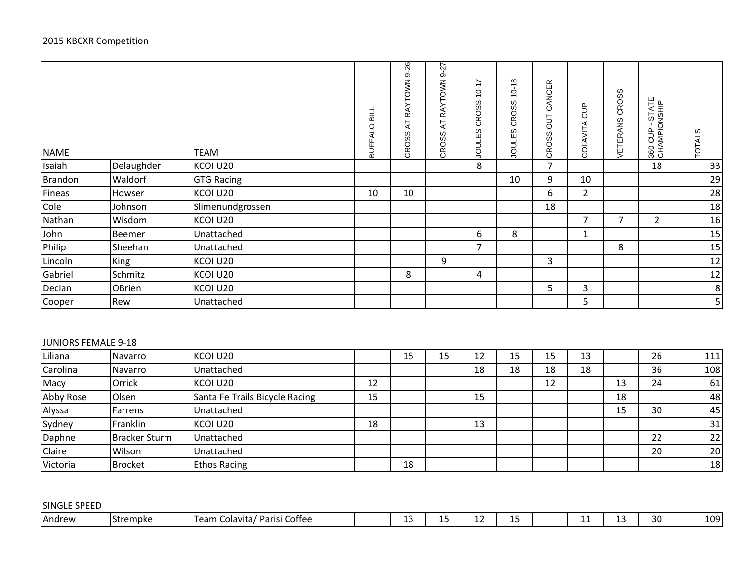2015 KBCXR Competition

| NAME | | TEAM | | BUFFALO BILL | CROSS AT RAYTOWN 9-26 | CROSS AT RAYTOWN 9-27 | JOULES CROSS 10-17 | JOULES CROSS 10-18 | CROSS OUT CANCER | COLAVITA CUP | VETERANS CROSS | 360 CUP - STATE CHAMPIONSHIP | TOTALS |
|---|---|---|---|---|---|---|---|---|---|---|---|---|---|
| Isaiah | Delaughder | KCOI U20 | | | | | 8 | | 7 | | | 18 | 33 |
| Brandon | Waldorf | GTG Racing | | | | | | 10 | 9 | 10 | | | 29 |
| Fineas | Howser | KCOI U20 | | 10 | 10 | | | | 6 | 2 | | | 28 |
| Cole | Johnson | Slimenundgrossen | | | | | | | 18 | | | | 18 |
| Nathan | Wisdom | KCOI U20 | | | | | | | | 7 | 7 | 2 | 16 |
| John | Beemer | Unattached | | | | | 6 | 8 | | 1 | | | 15 |
| Philip | Sheehan | Unattached | | | | | 7 | | | | 8 | | 15 |
| Lincoln | King | KCOI U20 | | | | 9 | | | 3 | | | | 12 |
| Gabriel | Schmitz | KCOI U20 | | | 8 | | 4 | | | | | | 12 |
| Declan | OBrien | KCOI U20 | | | | | | | 5 | 3 | | | 8 |
| Cooper | Rew | Unattached | | | | | | | | 5 | | | 5 |

JUNIORS FEMALE 9-18

| NAME | | TEAM | | BUFFALO BILL | CROSS AT RAYTOWN 9-26 | CROSS AT RAYTOWN 9-27 | JOULES CROSS 10-17 | JOULES CROSS 10-18 | CROSS OUT CANCER | COLAVITA CUP | VETERANS CROSS | 360 CUP - STATE CHAMPIONSHIP | TOTALS |
|---|---|---|---|---|---|---|---|---|---|---|---|---|---|
| Liliana | Navarro | KCOI U20 | | | 15 | 15 | 12 | 15 | 15 | 13 | | 26 | 111 |
| Carolina | Navarro | Unattached | | | | | 18 | 18 | 18 | 18 | | 36 | 108 |
| Macy | Orrick | KCOI U20 | | 12 | | | | | 12 | | 13 | 24 | 61 |
| Abby Rose | Olsen | Santa Fe Trails Bicycle Racing | | 15 | | | 15 | | | | 18 | | 48 |
| Alyssa | Farrens | Unattached | | | | | | | | | 15 | 30 | 45 |
| Sydney | Franklin | KCOI U20 | | 18 | | | 13 | | | | | | 31 |
| Daphne | Bracker Sturm | Unattached | | | | | | | | | | 22 | 22 |
| Claire | Wilson | Unattached | | | | | | | | | | 20 | 20 |
| Victoria | Brocket | Ethos Racing | | | 18 | | | | | | | | 18 |

SINGLE SPEED

| NAME | | TEAM | | BUFFALO BILL | CROSS AT RAYTOWN 9-26 | CROSS AT RAYTOWN 9-27 | JOULES CROSS 10-17 | JOULES CROSS 10-18 | CROSS OUT CANCER | COLAVITA CUP | VETERANS CROSS | 360 CUP - STATE CHAMPIONSHIP | TOTALS |
|---|---|---|---|---|---|---|---|---|---|---|---|---|---|
| Andrew | Strempke | Team Colavita/ Parisi Coffee | | | 13 | 15 | 12 | 15 | | 11 | 13 | 30 | 109 |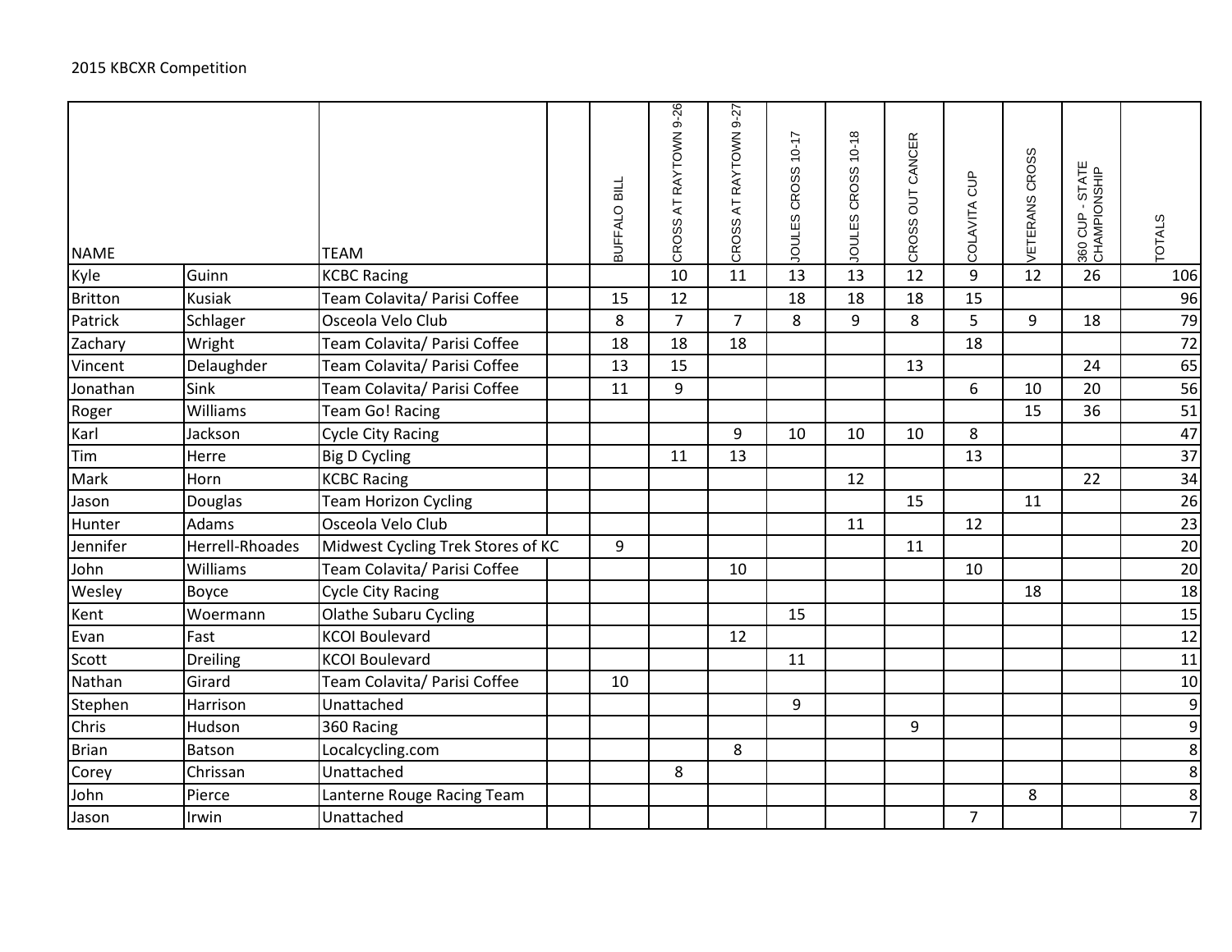2015 KBCXR Competition

| NAME | | TEAM | | BUFFALO BILL | CROSS AT RAYTOWN 9-26 | CROSS AT RAYTOWN 9-27 | JOULES CROSS 10-17 | JOULES CROSS 10-18 | CROSS OUT CANCER | COLAVITA CUP | VETERANS CROSS | 360 CUP - STATE CHAMPIONSHIP | TOTALS |
|---|---|---|---|---|---|---|---|---|---|---|---|---|---|
| Kyle | Guinn | KCBC Racing | | | 10 | 11 | 13 | 13 | 12 | 9 | 12 | 26 | 106 |
| Britton | Kusiak | Team Colavita/ Parisi Coffee | | 15 | 12 | | 18 | 18 | 18 | 15 | | | 96 |
| Patrick | Schlager | Osceola Velo Club | | 8 | 7 | 7 | 8 | 9 | 8 | 5 | 9 | 18 | 79 |
| Zachary | Wright | Team Colavita/ Parisi Coffee | | 18 | 18 | 18 | | | | 18 | | | 72 |
| Vincent | Delaughder | Team Colavita/ Parisi Coffee | | 13 | 15 | | | | 13 | | | 24 | 65 |
| Jonathan | Sink | Team Colavita/ Parisi Coffee | | 11 | 9 | | | | | 6 | 10 | 20 | 56 |
| Roger | Williams | Team Go! Racing | | | | | | | | | 15 | 36 | 51 |
| Karl | Jackson | Cycle City Racing | | | | 9 | 10 | 10 | 10 | 8 | | | 47 |
| Tim | Herre | Big D Cycling | | | 11 | 13 | | | | 13 | | | 37 |
| Mark | Horn | KCBC Racing | | | | | | 12 | | | | 22 | 34 |
| Jason | Douglas | Team Horizon Cycling | | | | | | | 15 | | 11 | | 26 |
| Hunter | Adams | Osceola Velo Club | | | | | | 11 | | 12 | | | 23 |
| Jennifer | Herrell-Rhoades | Midwest Cycling Trek Stores of KC | | 9 | | | | | 11 | | | | 20 |
| John | Williams | Team Colavita/ Parisi Coffee | | | | 10 | | | | 10 | | | 20 |
| Wesley | Boyce | Cycle City Racing | | | | | | | | | 18 | | 18 |
| Kent | Woermann | Olathe Subaru Cycling | | | | | 15 | | | | | | 15 |
| Evan | Fast | KCOI Boulevard | | | | 12 | | | | | | | 12 |
| Scott | Dreiling | KCOI Boulevard | | | | | 11 | | | | | | 11 |
| Nathan | Girard | Team Colavita/ Parisi Coffee | | 10 | | | | | | | | | 10 |
| Stephen | Harrison | Unattached | | | | | 9 | | | | | | 9 |
| Chris | Hudson | 360 Racing | | | | | | | 9 | | | | 9 |
| Brian | Batson | Localcycling.com | | | | 8 | | | | | | | 8 |
| Corey | Chrissan | Unattached | | | 8 | | | | | | | | 8 |
| John | Pierce | Lanterne Rouge Racing Team | | | | | | | | | 8 | | 8 |
| Jason | Irwin | Unattached | | | | | | | | 7 | | | 7 |